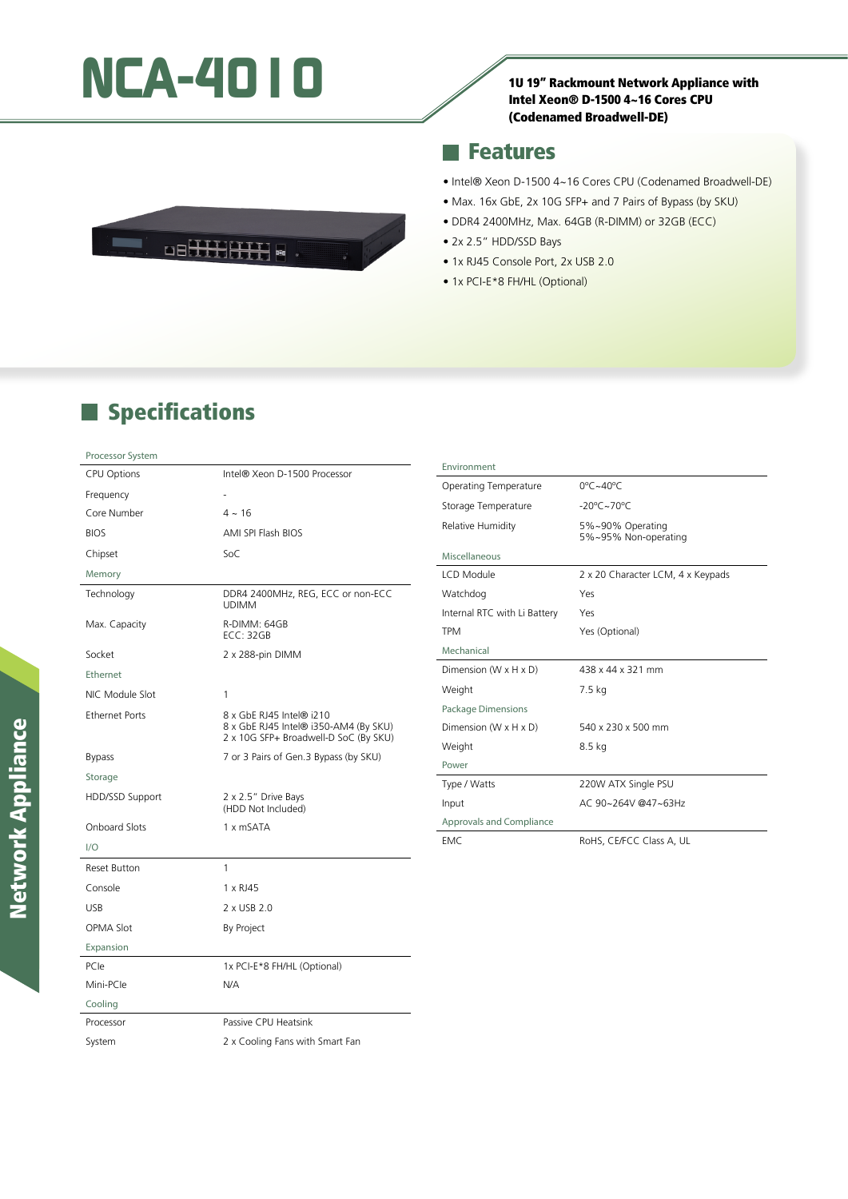// NCA-4010

# NCA-4010

**1U 19" Rackmount Network Appliance with Intel Xeon® D-1500 4~16 Cores CPU (Codenamed Broadwell-DE)**

## Features

- Intel® Xeon D-1500 4~16 Cores CPU (Codenamed Broadwell-DE)
- Max. 16x GbE, 2x 10G SFP+ and 7 Pairs of Bypass (by SKU)
- DDR4 2400MHz, Max. 64GB (R-DIMM) or 32GB (ECC)
- 2x 2.5" HDD/SSD Bays
- 1x RJ45 Console Port, 2x USB 2.0
- 1x PCI-E*8 FH/HL (Optional)

## Specifications

| Processor System | |
|---|---|
| CPU Options | Intel® Xeon D-1500 Processor |
| Frequency | - |
| Core Number | 4 ~ 16 |
| BIOS | AMI SPI Flash BIOS |
| Chipset | SoC |
| **Memory** | |
| Technology | DDR4 2400MHz, REG, ECC or non-ECC UDIMM |
| Max. Capacity | R-DIMM: 64GB<br>ECC: 32GB |
| Socket | 2 x 288-pin DIMM |
| **Ethernet** | |
| NIC Module Slot | 1 |
| Ethernet Ports | 8 x GbE RJ45 Intel® i210<br>8 x GbE RJ45 Intel® i350-AM4 (By SKU)<br>2 x 10G SFP+ Broadwell-D SoC (By SKU) |
| Bypass | 7 or 3 Pairs of Gen.3 Bypass (by SKU) |
| **Storage** | |
| HDD/SSD Support | 2 x 2.5" Drive Bays<br>(HDD Not Included) |
| Onboard Slots | 1 x mSATA |
| **I/O** | |
| Reset Button | 1 |
| Console | 1 x RJ45 |
| USB | 2 x USB 2.0 |
| OPMA Slot | By Project |
| **Expansion** | |
| PCIe | 1x PCI-E*8 FH/HL (Optional) |
| Mini-PCIe | N/A |
| **Cooling** | |
| Processor | Passive CPU Heatsink |
| System | 2 x Cooling Fans with Smart Fan |

| Environment | |
|---|---|
| Operating Temperature | 0ºC~40ºC |
| Storage Temperature | -20ºC~70ºC |
| Relative Humidity | 5%~90% Operating<br>5%~95% Non-operating |
| **Miscellaneous** | |
| LCD Module | 2 x 20 Character LCM, 4 x Keypads |
| Watchdog | Yes |
| Internal RTC with Li Battery | Yes |
| TPM | Yes (Optional) |
| **Mechanical** | |
| Dimension (W x H x D) | 438 x 44 x 321 mm |
| Weight | 7.5 kg |
| **Package Dimensions** | |
| Dimension (W x H x D) | 540 x 230 x 500 mm |
| Weight | 8.5 kg |
| **Power** | |
| Type / Watts | 220W ATX Single PSU |
| Input | AC 90~264V @47~63Hz |
| **Approvals and Compliance** | |
| EMC | RoHS, CE/FCC Class A, UL |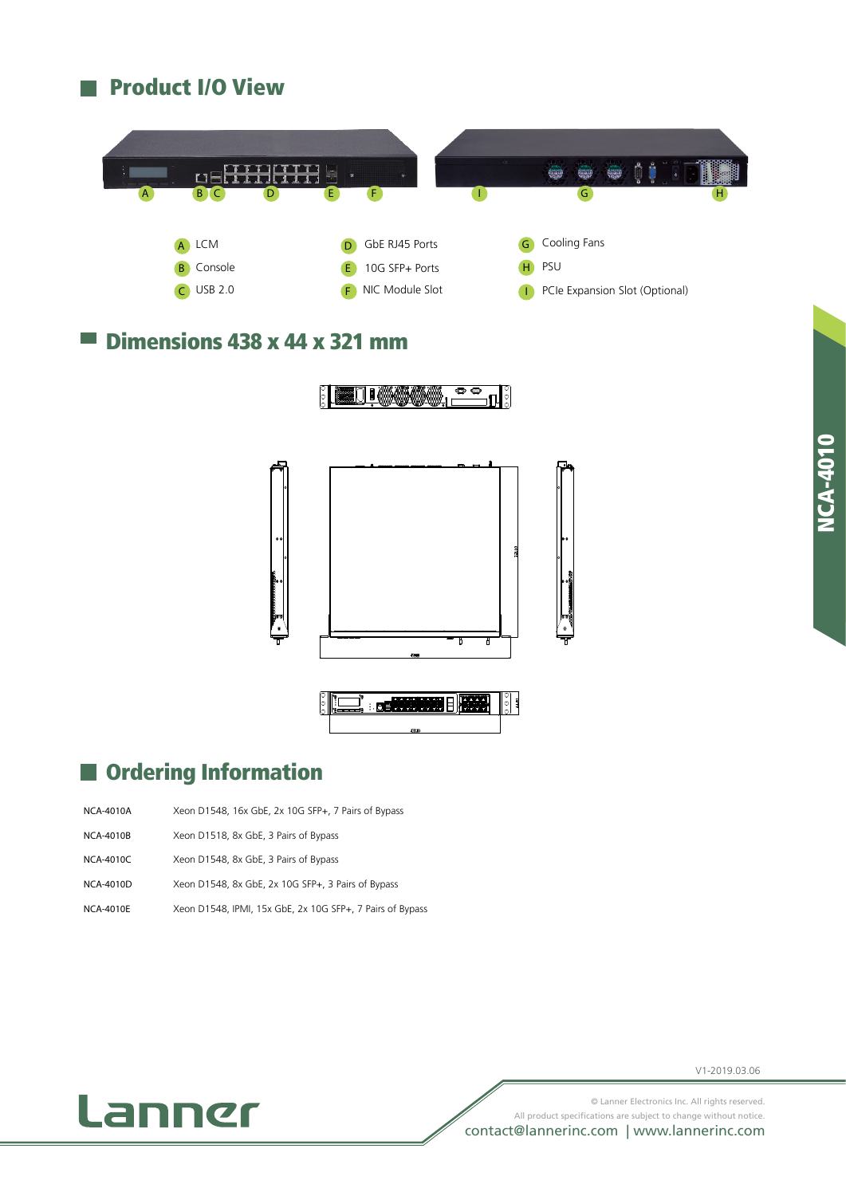## Product I/O View

- A LCM
- B Console
- C USB 2.0
- D GbE RJ45 Ports
- E 10G SFP+ Ports
- F NIC Module Slot
- G Cooling Fans
- H PSU
- I PCIe Expansion Slot (Optional)

## Dimensions 438 x 44 x 321 mm

## Ordering Information

| | |
|---|---|
| NCA-4010A | Xeon D1548, 16x GbE, 2x 10G SFP+, 7 Pairs of Bypass |
| NCA-4010B | Xeon D1518, 8x GbE, 3 Pairs of Bypass |
| NCA-4010C | Xeon D1548, 8x GbE, 3 Pairs of Bypass |
| NCA-4010D | Xeon D1548, 8x GbE, 2x 10G SFP+, 3 Pairs of Bypass |
| NCA-4010E | Xeon D1548, IPMI, 15x GbE, 2x 10G SFP+, 7 Pairs of Bypass |

V1-2019.03.06

© Lanner Electronics Inc. All rights reserved.
All product specifications are subject to change without notice.
contact@lannerinc.com | www.lannerinc.com